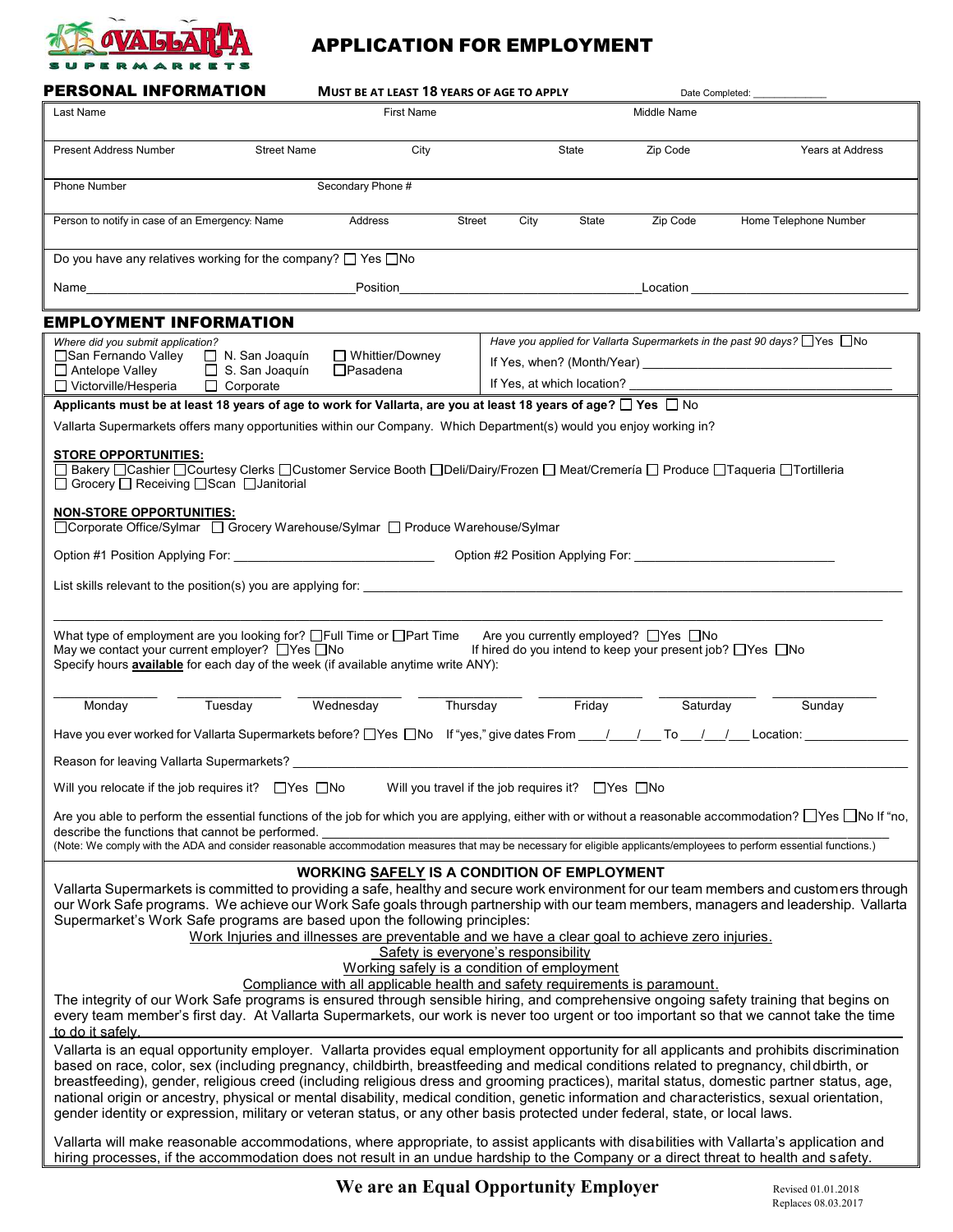# APPLICATION FOR EMPLOYMENT

## PERSONAL INFORMATION

**MUST BE AT LEAST 18 YEARS OF AGE TO APPLY** Date Completed: ____________

| Last Name | | First Name | | Middle Name | |
|---|---|---|---|---|---|
| Present Address Number | Street Name | City | State | Zip Code | Years at Address |
| Phone Number | Secondary Phone # | | | | |

| Person to notify in case of an Emergency: Name | Address | Street | City | State | Zip Code | Home Telephone Number |
|---|---|---|---|---|---|---|

Do you have any relatives working for the company? ☐ Yes ☐ No

Name________________________________ Position________________________________ Location ________________________________

## EMPLOYMENT INFORMATION

*Where did you submit application?*
☐ San Fernando Valley ☐ N. San Joaquín ☐ Whittier/Downey
☐ Antelope Valley ☐ S. San Joaquín ☐ Pasadena
☐ Victorville/Hesperia ☐ Corporate

*Have you applied for Vallarta Supermarkets in the past 90 days?* ☐ Yes ☐ No
If Yes, when? (Month/Year) ________________________________
If Yes, at which location? ________________________________

**Applicants must be at least 18 years of age to work for Vallarta, are you at least 18 years of age? ☐ Yes ☐ No**

Vallarta Supermarkets offers many opportunities within our Company. Which Department(s) would you enjoy working in?

**STORE OPPORTUNITIES:**
☐ Bakery ☐ Cashier ☐ Courtesy Clerks ☐ Customer Service Booth ☐ Deli/Dairy/Frozen ☐ Meat/Cremería ☐ Produce ☐ Taqueria ☐ Tortilleria ☐ Grocery ☐ Receiving ☐ Scan ☐ Janitorial

**NON-STORE OPPORTUNITIES:**
☐ Corporate Office/Sylmar ☐ Grocery Warehouse/Sylmar ☐ Produce Warehouse/Sylmar

Option #1 Position Applying For: ____________________________ Option #2 Position Applying For: ____________________________

List skills relevant to the position(s) you are applying for: ________________________________________________________________

________________________________________________________________________________________________

What type of employment are you looking for? ☐ Full Time or ☐ Part Time Are you currently employed? ☐ Yes ☐ No
May we contact your current employer? ☐ Yes ☐ No If hired do you intend to keep your present job? ☐ Yes ☐ No
Specify hours **available** for each day of the week (if available anytime write ANY):

| Monday | Tuesday | Wednesday | Thursday | Friday | Saturday | Sunday |
|---|---|---|---|---|---|---|
| | | | | | | |

Have you ever worked for Vallarta Supermarkets before? ☐ Yes ☐ No If "yes," give dates From ____/____/___ To ___/___/___ Location: ______________

Reason for leaving Vallarta Supermarkets? ________________________________________________________________

Will you relocate if the job requires it? ☐ Yes ☐ No Will you travel if the job requires it? ☐ Yes ☐ No

Are you able to perform the essential functions of the job for which you are applying, either with or without a reasonable accommodation? ☐ Yes ☐ No If "no, describe the functions that cannot be performed. ________________________________________________________________
(Note: We comply with the ADA and consider reasonable accommodation measures that may be necessary for eligible applicants/employees to perform essential functions.)

### WORKING SAFELY IS A CONDITION OF EMPLOYMENT

Vallarta Supermarkets is committed to providing a safe, healthy and secure work environment for our team members and customers through our Work Safe programs. We achieve our Work Safe goals through partnership with our team members, managers and leadership. Vallarta Supermarket's Work Safe programs are based upon the following principles:

Work Injuries and illnesses are preventable and we have a clear goal to achieve zero injuries.
Safety is everyone's responsibility
Working safely is a condition of employment
Compliance with all applicable health and safety requirements is paramount.

The integrity of our Work Safe programs is ensured through sensible hiring, and comprehensive ongoing safety training that begins on every team member's first day. At Vallarta Supermarkets, our work is never too urgent or too important so that we cannot take the time to do it safely.

Vallarta is an equal opportunity employer. Vallarta provides equal employment opportunity for all applicants and prohibits discrimination based on race, color, sex (including pregnancy, childbirth, breastfeeding and medical conditions related to pregnancy, childbirth, or breastfeeding), gender, religious creed (including religious dress and grooming practices), marital status, domestic partner status, age, national origin or ancestry, physical or mental disability, medical condition, genetic information and characteristics, sexual orientation, gender identity or expression, military or veteran status, or any other basis protected under federal, state, or local laws.

Vallarta will make reasonable accommodations, where appropriate, to assist applicants with disabilities with Vallarta's application and hiring processes, if the accommodation does not result in an undue hardship to the Company or a direct threat to health and safety.

**We are an Equal Opportunity Employer**

Revised 01.01.2018
Replaces 08.03.2017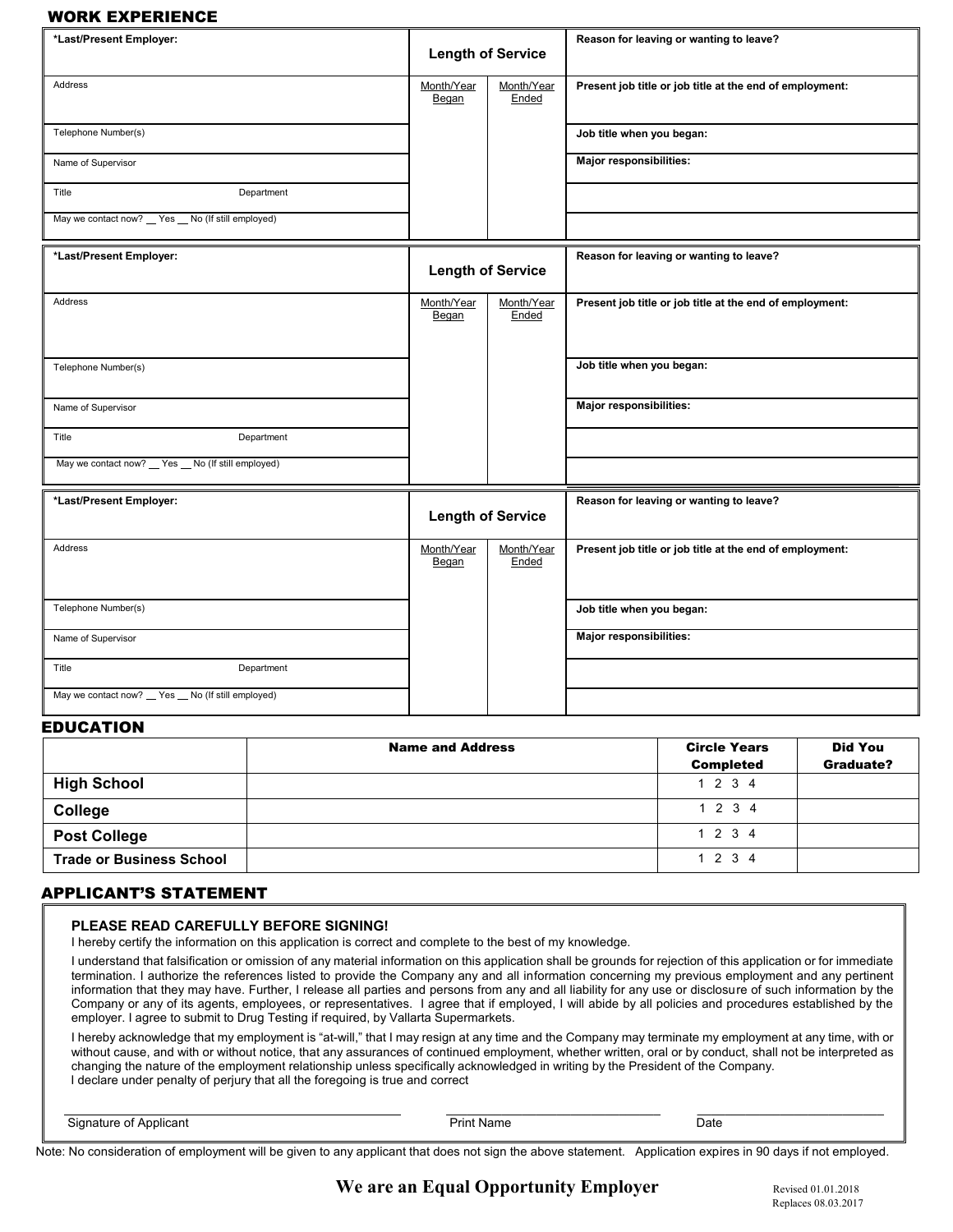## WORK EXPERIENCE

| *Last/Present Employer: | Length of Service | | Reason for leaving or wanting to leave? |
|---|---|---|---|
| Address | Month/Year Began | Month/Year Ended | Present job title or job title at the end of employment: |
| Telephone Number(s) | | | Job title when you began: |
| Name of Supervisor | | | Major responsibilities: |
| Title Department | | | |
| May we contact now? __ Yes __ No (If still employed) | | | |

| *Last/Present Employer: | Length of Service | | Reason for leaving or wanting to leave? |
|---|---|---|---|
| Address | Month/Year Began | Month/Year Ended | Present job title or job title at the end of employment: |
| Telephone Number(s) | | | Job title when you began: |
| Name of Supervisor | | | Major responsibilities: |
| Title Department | | | |
| May we contact now? __ Yes __ No (If still employed) | | | |

| *Last/Present Employer: | Length of Service | | Reason for leaving or wanting to leave? |
|---|---|---|---|
| Address | Month/Year Began | Month/Year Ended | Present job title or job title at the end of employment: |
| Telephone Number(s) | | | Job title when you began: |
| Name of Supervisor | | | Major responsibilities: |
| Title Department | | | |
| May we contact now? __ Yes __ No (If still employed) | | | |

## EDUCATION

| | Name and Address | Circle Years Completed | Did You Graduate? |
|---|---|---|---|
| **High School** | | 1 2 3 4 | |
| **College** | | 1 2 3 4 | |
| **Post College** | | 1 2 3 4 | |
| **Trade or Business School** | | 1 2 3 4 | |

## APPLICANT'S STATEMENT

**PLEASE READ CAREFULLY BEFORE SIGNING!**

I hereby certify the information on this application is correct and complete to the best of my knowledge.

I understand that falsification or omission of any material information on this application shall be grounds for rejection of this application or for immediate termination. I authorize the references listed to provide the Company any and all information concerning my previous employment and any pertinent information that they may have. Further, I release all parties and persons from any and all liability for any use or disclosure of such information by the Company or any of its agents, employees, or representatives. I agree that if employed, I will abide by all policies and procedures established by the employer. I agree to submit to Drug Testing if required, by Vallarta Supermarkets.

I hereby acknowledge that my employment is "at-will," that I may resign at any time and the Company may terminate my employment at any time, with or without cause, and with or without notice, that any assurances of continued employment, whether written, oral or by conduct, shall not be interpreted as changing the nature of the employment relationship unless specifically acknowledged in writing by the President of the Company.

I declare under penalty of perjury that all the foregoing is true and correct

Signature of Applicant ______________________ Print Name ______________________ Date ______________________

Note: No consideration of employment will be given to any applicant that does not sign the above statement. Application expires in 90 days if not employed.

**We are an Equal Opportunity Employer**

Revised 01.01.2018
Replaces 08.03.2017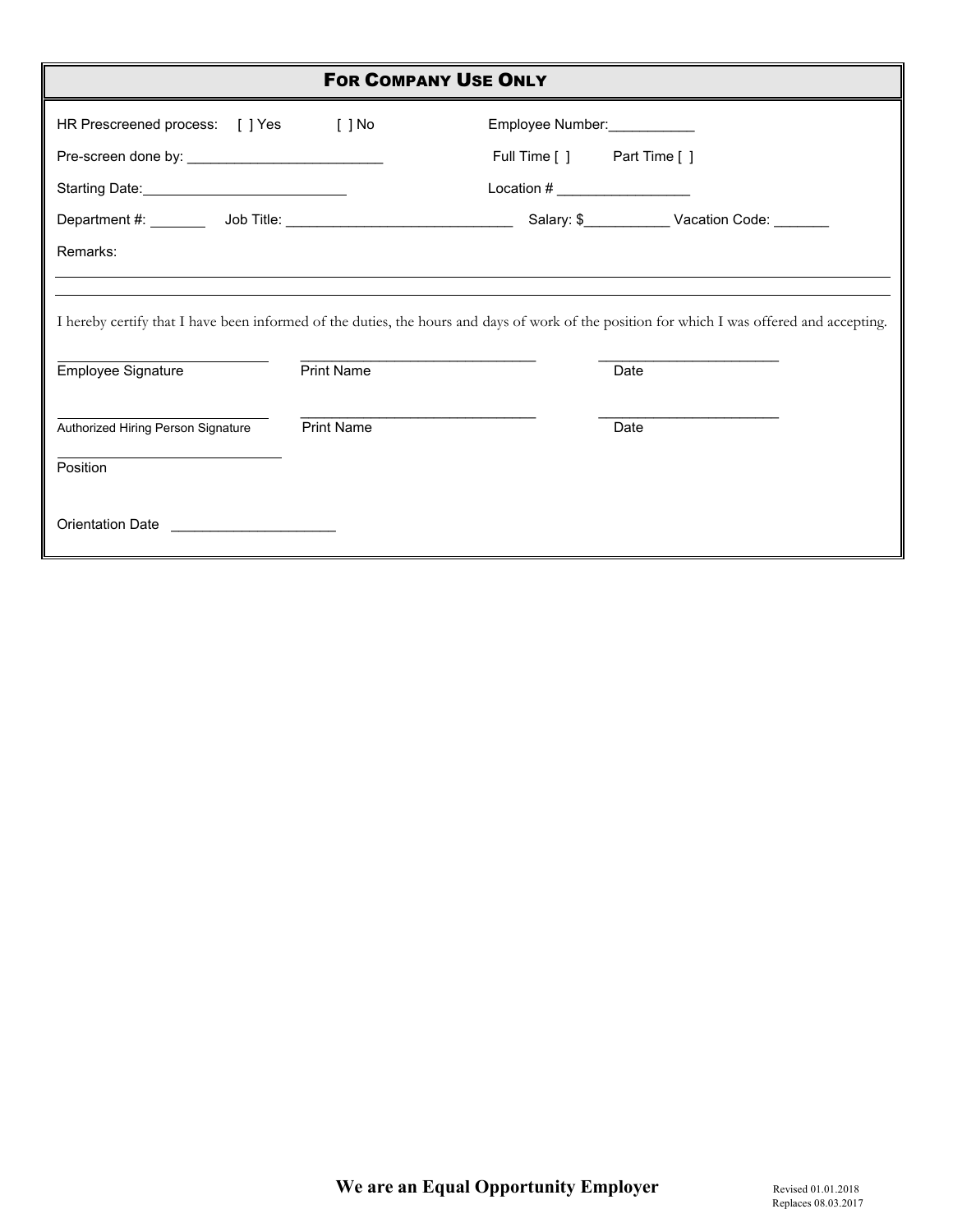## FOR COMPANY USE ONLY

HR Prescreened process: [ ] Yes [ ] No

Employee Number:___________

Pre-screen done by: _________________________

Full Time [ ] Part Time [ ]

Starting Date:___________________________

Location # _________________

Department #: _______ Job Title: _____________________________ Salary: $___________ Vacation Code: _______

Remarks:

_____________________________________________________________________________________________

_____________________________________________________________________________________________

I hereby certify that I have been informed of the duties, the hours and days of work of the position for which I was offered and accepting.

___________________________ ______________________________ _______________________
Employee Signature Print Name Date

___________________________ ______________________________ _______________________
Authorized Hiring Person Signature Print Name Date

_____________________________
Position

Orientation Date _____________________

**We are an Equal Opportunity Employer**

Revised 01.01.2018
Replaces 08.03.2017